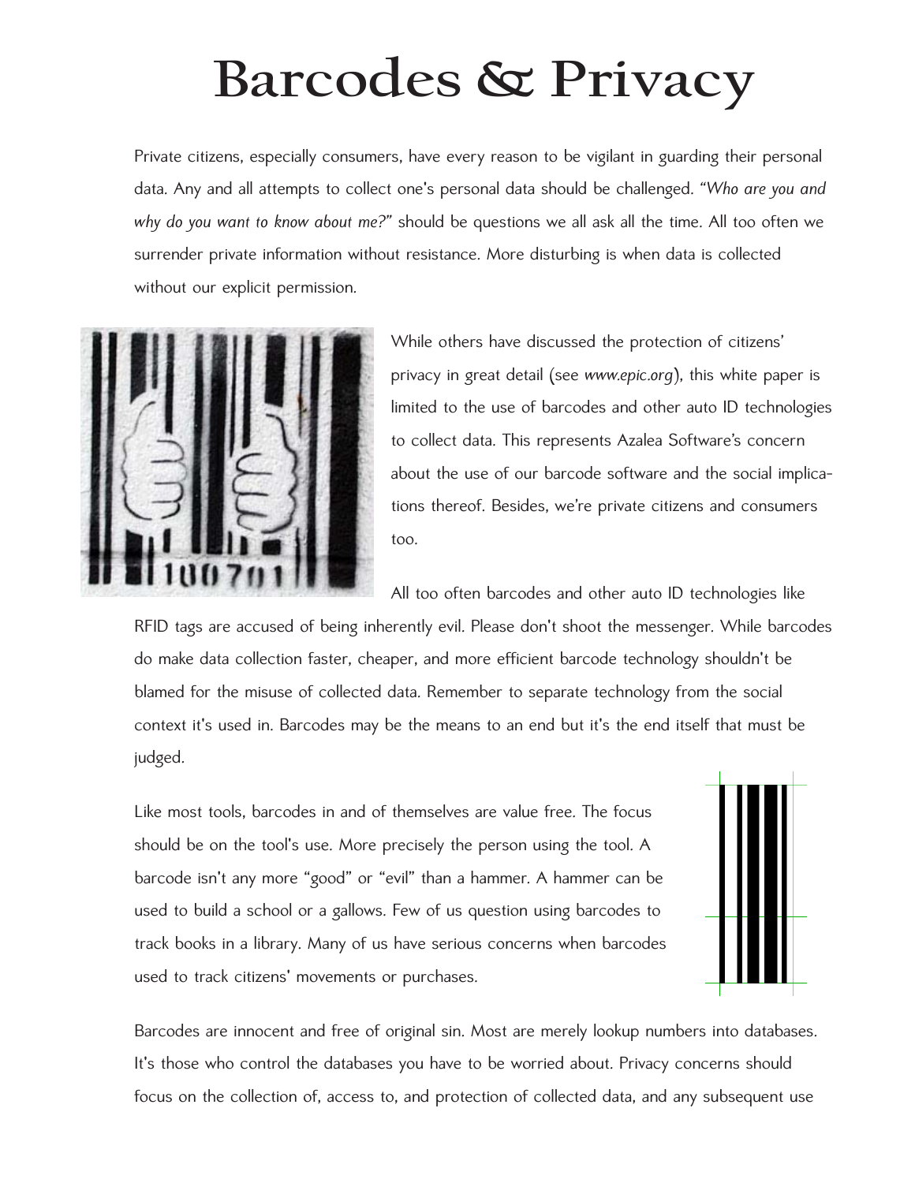# Barcodes & Privacy

Private citizens, especially consumers, have every reason to be vigilant in guarding their personal data. Any and all attempts to collect one's personal data should be challenged. *"Who are you and why do you want to know about me?"* should be questions we all ask all the time. All too often we surrender private information without resistance. More disturbing is when data is collected without our explicit permission.

While others have discussed the protection of citizens' privacy in great detail (see *www.epic.org*), this white paper is limited to the use of barcodes and other auto ID technologies to collect data. This represents Azalea Software's concern about the use of our barcode software and the social implications thereof. Besides, we're private citizens and consumers too.

All too often barcodes and other auto ID technologies like RFID tags are accused of being inherently evil. Please don't shoot the messenger. While barcodes do make data collection faster, cheaper, and more efficient barcode technology shouldn't be blamed for the misuse of collected data. Remember to separate technology from the social context it's used in. Barcodes may be the means to an end but it's the end itself that must be judged.

Like most tools, barcodes in and of themselves are value free. The focus should be on the tool's use. More precisely the person using the tool. A barcode isn't any more "good" or "evil" than a hammer. A hammer can be used to build a school or a gallows. Few of us question using barcodes to track books in a library. Many of us have serious concerns when barcodes used to track citizens' movements or purchases.

Barcodes are innocent and free of original sin. Most are merely lookup numbers into databases. It's those who control the databases you have to be worried about. Privacy concerns should focus on the collection of, access to, and protection of collected data, and any subsequent use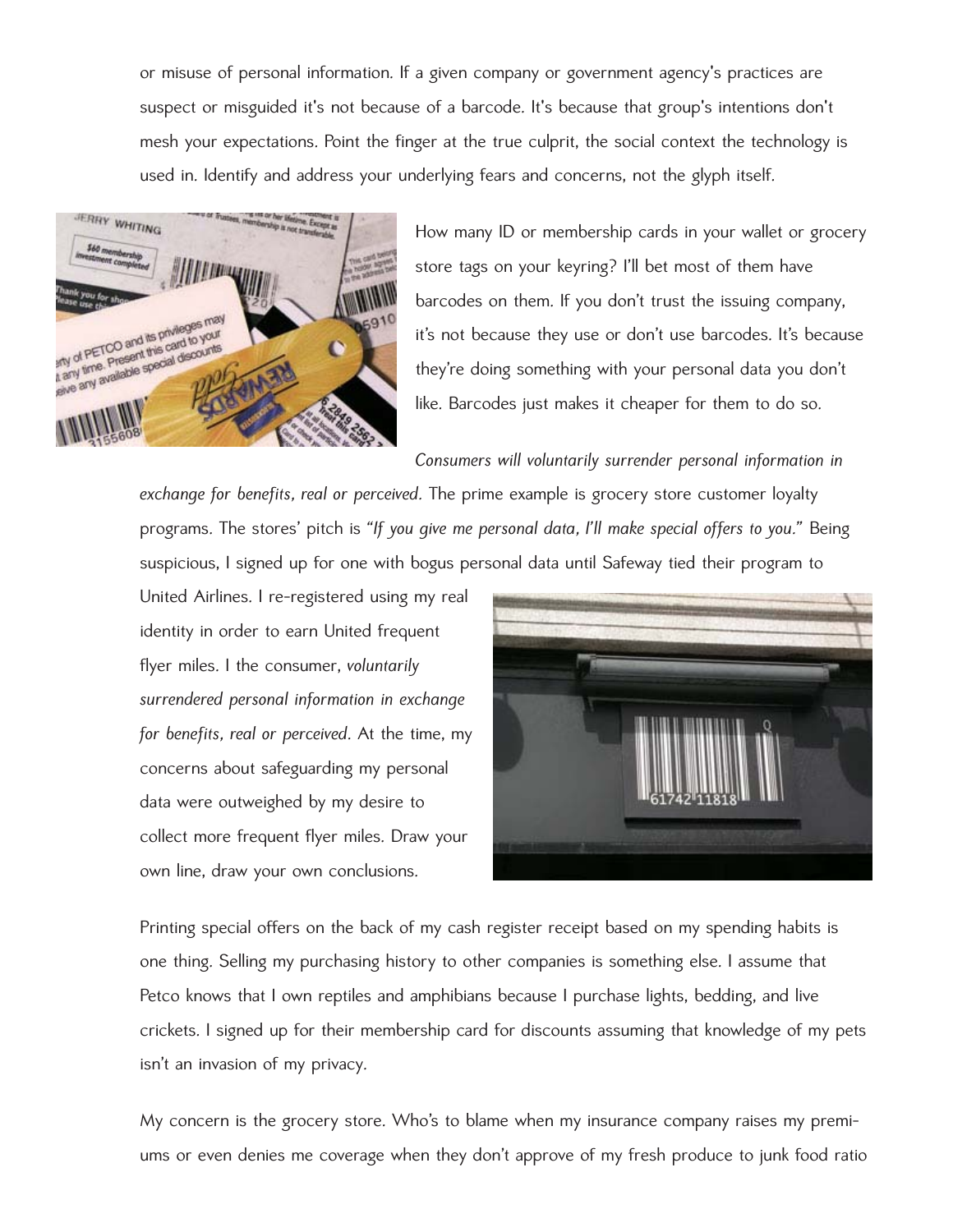or misuse of personal information. If a given company or government agency's practices are suspect or misguided it's not because of a barcode. It's because that group's intentions don't mesh your expectations. Point the finger at the true culprit, the social context the technology is used in. Identify and address your underlying fears and concerns, not the glyph itself.

How many ID or membership cards in your wallet or grocery store tags on your keyring? I'll bet most of them have barcodes on them. If you don't trust the issuing company, it's not because they use or don't use barcodes. It's because they're doing something with your personal data you don't like. Barcodes just makes it cheaper for them to do so.

*Consumers will voluntarily surrender personal information in exchange for benefits, real or perceived.* The prime example is grocery store customer loyalty programs. The stores' pitch is *"If you give me personal data, I'll make special offers to you."* Being suspicious, I signed up for one with bogus personal data until Safeway tied their program to United Airlines. I re-registered using my real identity in order to earn United frequent flyer miles. I the consumer, *voluntarily surrendered personal information in exchange for benefits, real or perceived.* At the time, my concerns about safeguarding my personal data were outweighed by my desire to collect more frequent flyer miles. Draw your own line, draw your own conclusions.

Printing special offers on the back of my cash register receipt based on my spending habits is one thing. Selling my purchasing history to other companies is something else. I assume that Petco knows that I own reptiles and amphibians because I purchase lights, bedding, and live crickets. I signed up for their membership card for discounts assuming that knowledge of my pets isn't an invasion of my privacy.

My concern is the grocery store. Who's to blame when my insurance company raises my premiums or even denies me coverage when they don't approve of my fresh produce to junk food ratio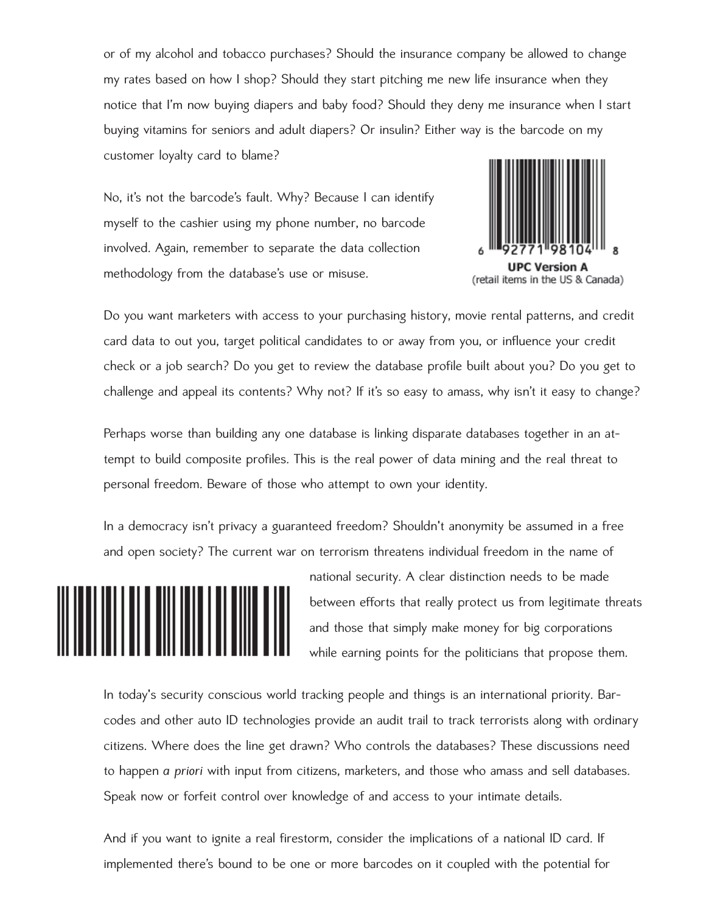or of my alcohol and tobacco purchases? Should the insurance company be allowed to change my rates based on how I shop? Should they start pitching me new life insurance when they notice that I'm now buying diapers and baby food? Should they deny me insurance when I start buying vitamins for seniors and adult diapers? Or insulin? Either way is the barcode on my customer loyalty card to blame?

No, it's not the barcode's fault. Why? Because I can identify myself to the cashier using my phone number, no barcode involved. Again, remember to separate the data collection methodology from the database's use or misuse.

6 92771 98104 8

**UPC Version A**
(retail items in the US & Canada)

Do you want marketers with access to your purchasing history, movie rental patterns, and credit card data to out you, target political candidates to or away from you, or influence your credit check or a job search? Do you get to review the database profile built about you? Do you get to challenge and appeal its contents? Why not? If it's so easy to amass, why isn't it easy to change?

Perhaps worse than building any one database is linking disparate databases together in an attempt to build composite profiles. This is the real power of data mining and the real threat to personal freedom. Beware of those who attempt to own your identity.

In a democracy isn't privacy a guaranteed freedom? Shouldn't anonymity be assumed in a free and open society? The current war on terrorism threatens individual freedom in the name of national security. A clear distinction needs to be made between efforts that really protect us from legitimate threats and those that simply make money for big corporations while earning points for the politicians that propose them.

In today's security conscious world tracking people and things is an international priority. Barcodes and other auto ID technologies provide an audit trail to track terrorists along with ordinary citizens. Where does the line get drawn? Who controls the databases? These discussions need to happen *a priori* with input from citizens, marketers, and those who amass and sell databases. Speak now or forfeit control over knowledge of and access to your intimate details.

And if you want to ignite a real firestorm, consider the implications of a national ID card. If implemented there's bound to be one or more barcodes on it coupled with the potential for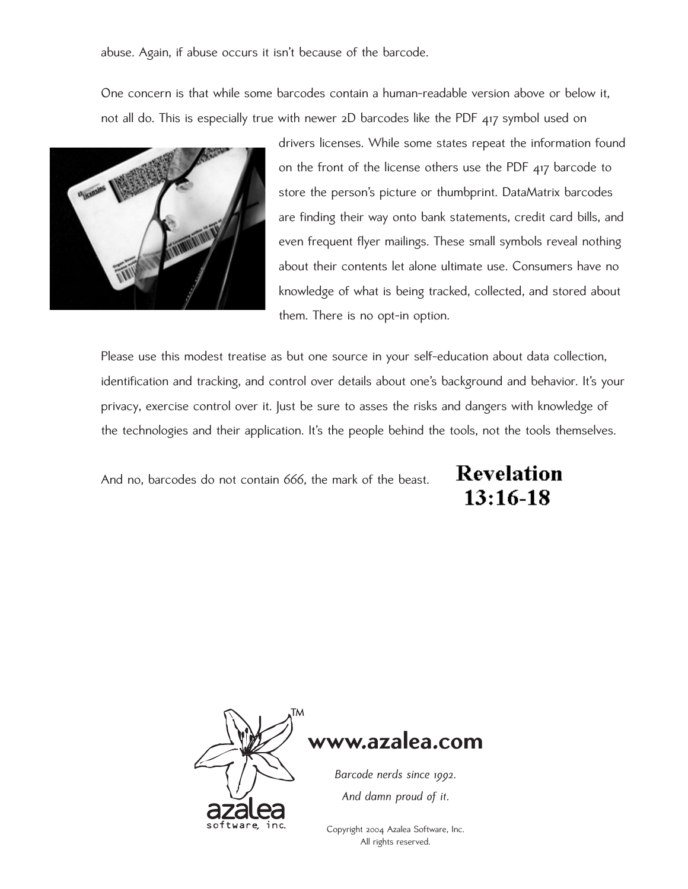abuse. Again, if abuse occurs it isn't because of the barcode.

One concern is that while some barcodes contain a human-readable version above or below it, not all do. This is especially true with newer 2D barcodes like the PDF 417 symbol used on drivers licenses. While some states repeat the information found on the front of the license others use the PDF 417 barcode to store the person's picture or thumbprint. DataMatrix barcodes are finding their way onto bank statements, credit card bills, and even frequent flyer mailings. These small symbols reveal nothing about their contents let alone ultimate use. Consumers have no knowledge of what is being tracked, collected, and stored about them. There is no opt-in option.

Please use this modest treatise as but one source in your self-education about data collection, identification and tracking, and control over details about one's background and behavior. It's your privacy, exercise control over it. Just be sure to asses the risks and dangers with knowledge of the technologies and their application. It's the people behind the tools, not the tools themselves.

And no, barcodes do not contain 666, the mark of the beast.

**Revelation 13:16-18**

azalea software, inc.™

**www.azalea.com**

*Barcode nerds since 1992.*

*And damn proud of it.*

Copyright 2004 Azalea Software, Inc.
All rights reserved.